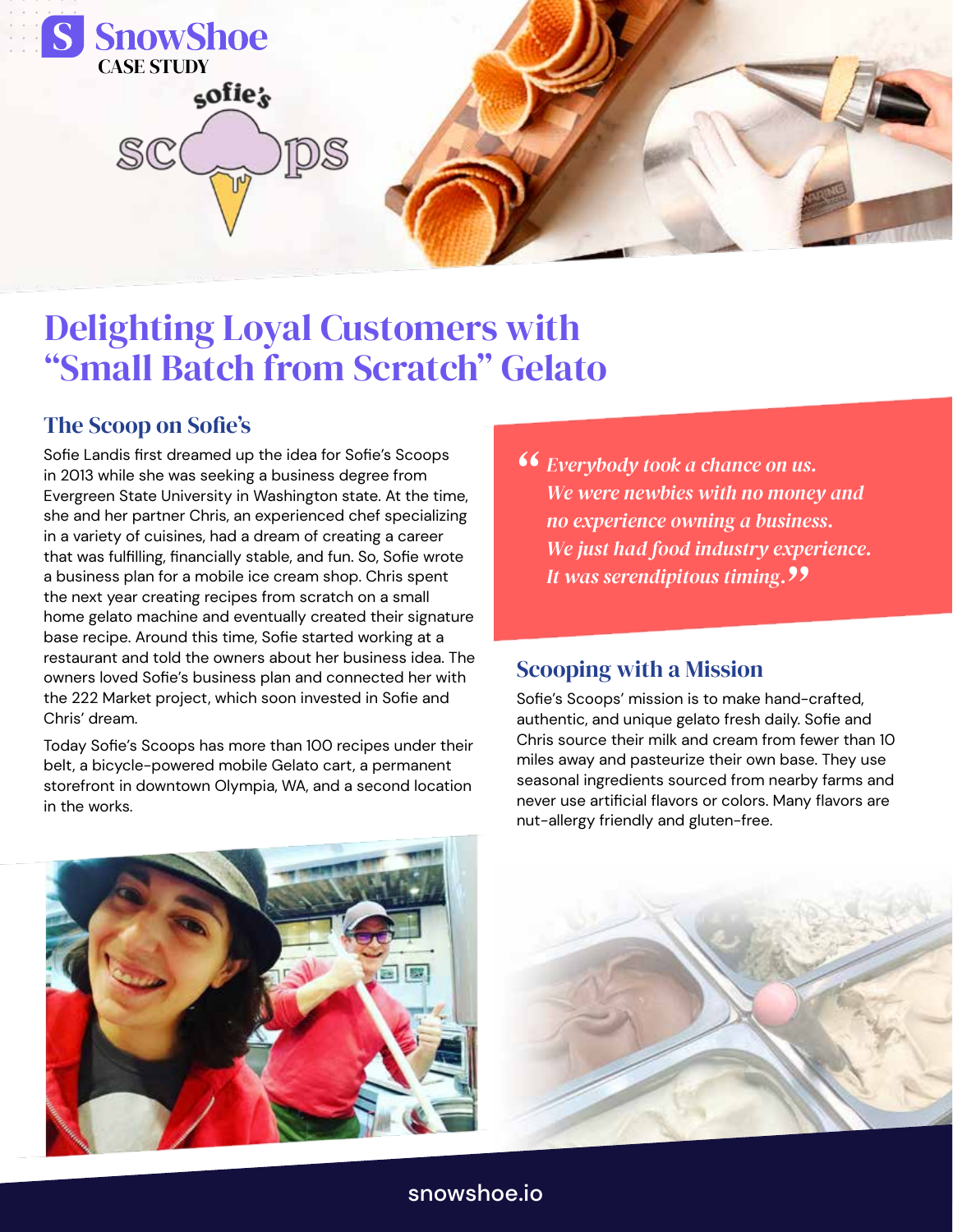SnowShoe
CASE STUDY

sofie's scoops

# Delighting Loyal Customers with "Small Batch from Scratch" Gelato

## The Scoop on Sofie's

Sofie Landis first dreamed up the idea for Sofie's Scoops in 2013 while she was seeking a business degree from Evergreen State University in Washington state. At the time, she and her partner Chris, an experienced chef specializing in a variety of cuisines, had a dream of creating a career that was fulfilling, financially stable, and fun. So, Sofie wrote a business plan for a mobile ice cream shop. Chris spent the next year creating recipes from scratch on a small home gelato machine and eventually created their signature base recipe. Around this time, Sofie started working at a restaurant and told the owners about her business idea. The owners loved Sofie's business plan and connected her with the 222 Market project, which soon invested in Sofie and Chris' dream.

Today Sofie's Scoops has more than 100 recipes under their belt, a bicycle-powered mobile Gelato cart, a permanent storefront in downtown Olympia, WA, and a second location in the works.

> *"Everybody took a chance on us. We were newbies with no money and no experience owning a business. We just had food industry experience. It was serendipitous timing."*

## Scooping with a Mission

Sofie's Scoops' mission is to make hand-crafted, authentic, and unique gelato fresh daily. Sofie and Chris source their milk and cream from fewer than 10 miles away and pasteurize their own base. They use seasonal ingredients sourced from nearby farms and never use artificial flavors or colors. Many flavors are nut-allergy friendly and gluten-free.

snowshoe.io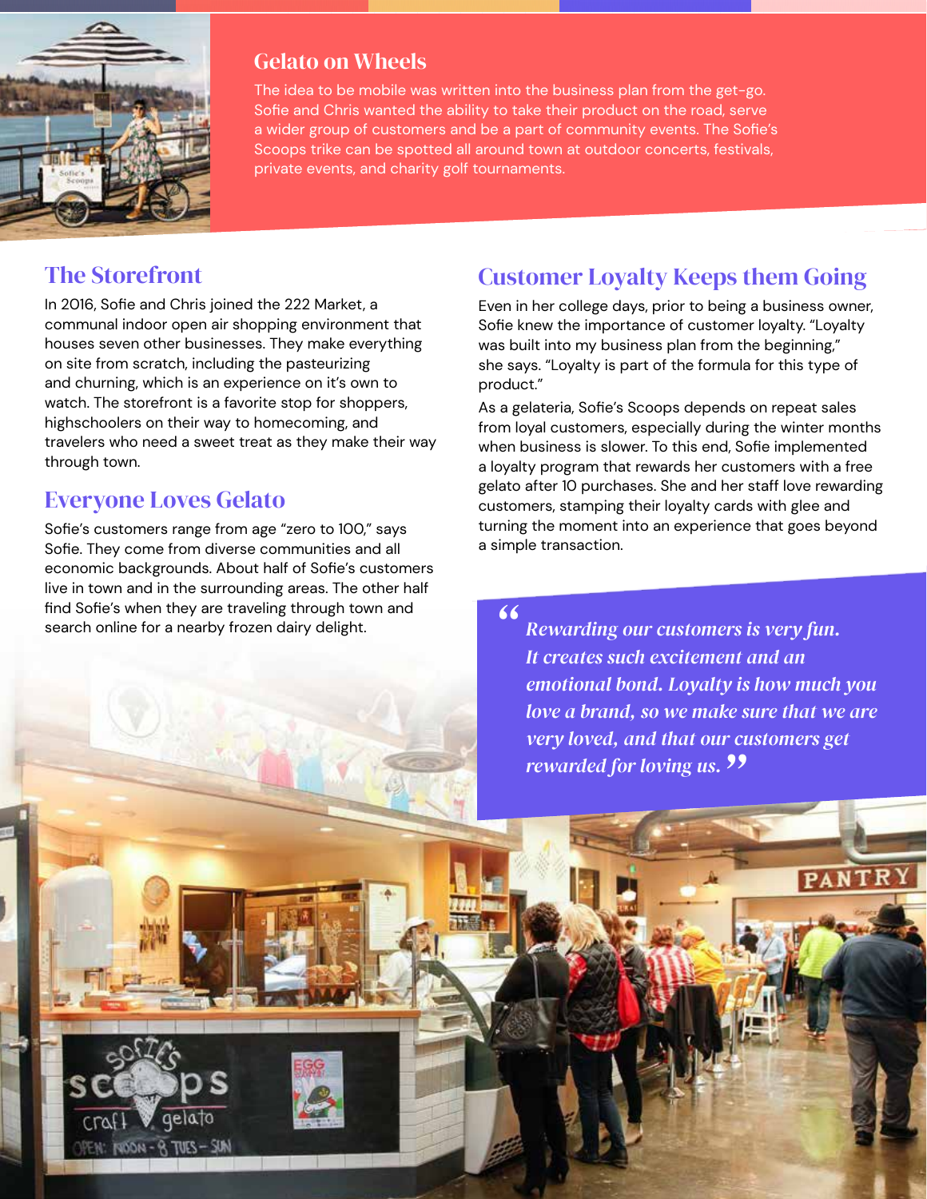## Gelato on Wheels

The idea to be mobile was written into the business plan from the get-go. Sofie and Chris wanted the ability to take their product on the road, serve a wider group of customers and be a part of community events. The Sofie's Scoops trike can be spotted all around town at outdoor concerts, festivals, private events, and charity golf tournaments.

## The Storefront

In 2016, Sofie and Chris joined the 222 Market, a communal indoor open air shopping environment that houses seven other businesses. They make everything on site from scratch, including the pasteurizing and churning, which is an experience on it's own to watch. The storefront is a favorite stop for shoppers, highschoolers on their way to homecoming, and travelers who need a sweet treat as they make their way through town.

## Everyone Loves Gelato

Sofie's customers range from age "zero to 100," says Sofie. They come from diverse communities and all economic backgrounds. About half of Sofie's customers live in town and in the surrounding areas. The other half find Sofie's when they are traveling through town and search online for a nearby frozen dairy delight.

## Customer Loyalty Keeps them Going

Even in her college days, prior to being a business owner, Sofie knew the importance of customer loyalty. "Loyalty was built into my business plan from the beginning," she says. "Loyalty is part of the formula for this type of product."

As a gelateria, Sofie's Scoops depends on repeat sales from loyal customers, especially during the winter months when business is slower. To this end, Sofie implemented a loyalty program that rewards her customers with a free gelato after 10 purchases. She and her staff love rewarding customers, stamping their loyalty cards with glee and turning the moment into an experience that goes beyond a simple transaction.

> *"Rewarding our customers is very fun. It creates such excitement and an emotional bond. Loyalty is how much you love a brand, so we make sure that we are very loved, and that our customers get rewarded for loving us."*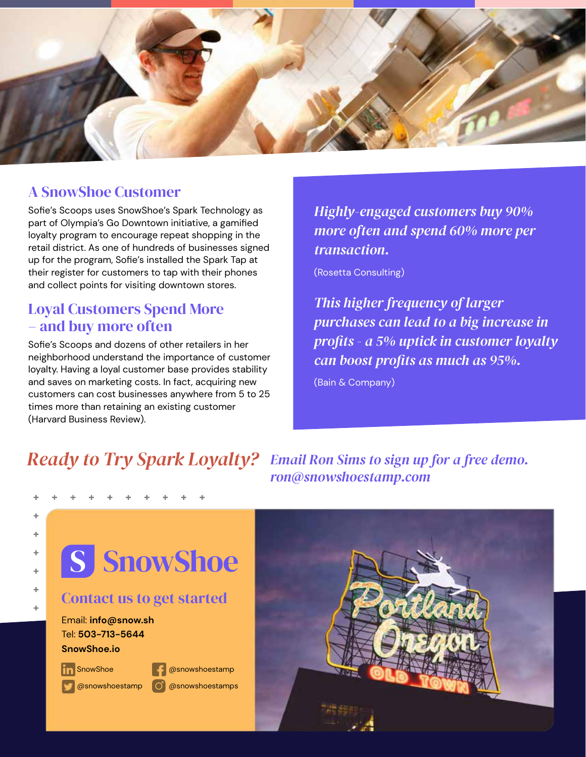## A SnowShoe Customer

Sofie's Scoops uses SnowShoe's Spark Technology as part of Olympia's Go Downtown initiative, a gamified loyalty program to encourage repeat shopping in the retail district. As one of hundreds of businesses signed up for the program, Sofie's installed the Spark Tap at their register for customers to tap with their phones and collect points for visiting downtown stores.

## Loyal Customers Spend More – and buy more often

Sofie's Scoops and dozens of other retailers in her neighborhood understand the importance of customer loyalty. Having a loyal customer base provides stability and saves on marketing costs. In fact, acquiring new customers can cost businesses anywhere from 5 to 25 times more than retaining an existing customer (Harvard Business Review).

*Highly-engaged customers buy 90% more often and spend 60% more per transaction.*

(Rosetta Consulting)

*This higher frequency of larger purchases can lead to a big increase in profits - a 5% uptick in customer loyalty can boost profits as much as 95%.*

(Bain & Company)

## *Ready to Try Spark Loyalty?*

*Email Ron Sims to sign up for a free demo.*
*ron@snowshoestamp.com*

**SnowShoe**

### Contact us to get started

Email: **info@snow.sh**
Tel: **503-713-5644**
**SnowShoe.io**

SnowShoe
@snowshoestamp
@snowshoestamp
@snowshoestamps